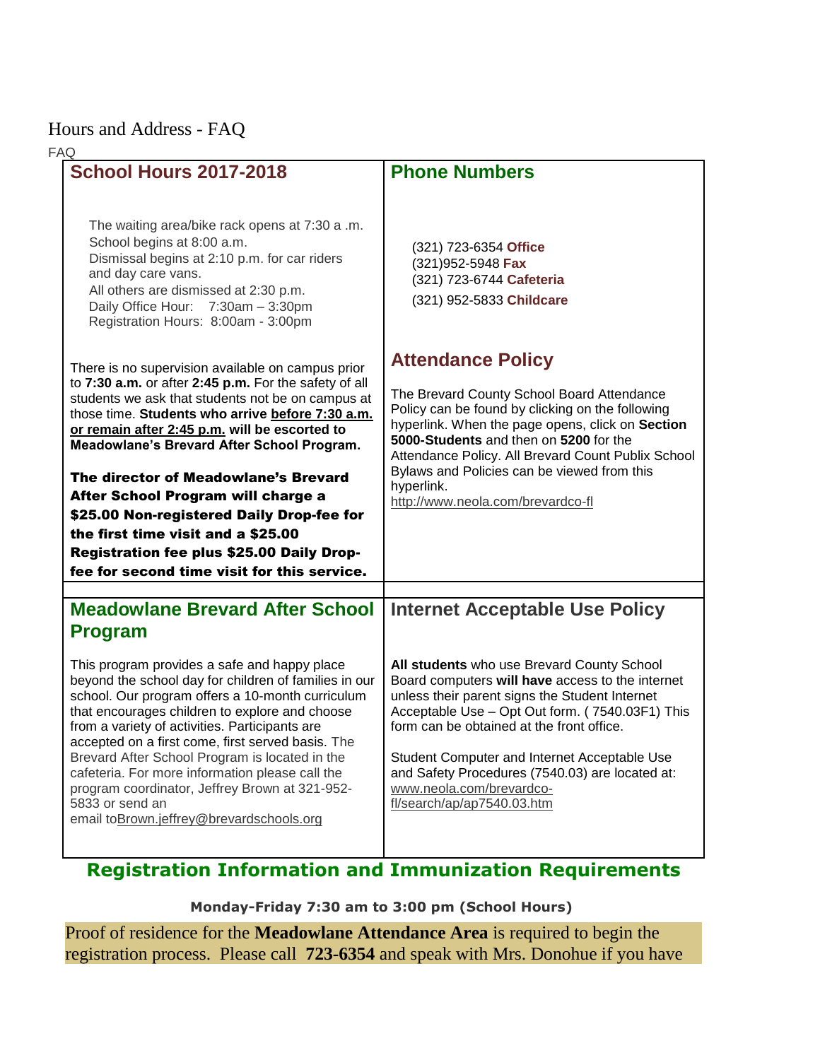# Hours and Address - FAQ

FAQ

## School Hours 2017-2018

The waiting area/bike rack opens at 7:30 a .m.
School begins at 8:00 a.m.
Dismissal begins at 2:10 p.m. for car riders and day care vans.
All others are dismissed at 2:30 p.m.
Daily Office Hour: 7:30am – 3:30pm
Registration Hours: 8:00am - 3:00pm

There is no supervision available on campus prior to **7:30 a.m.** or after **2:45 p.m.** For the safety of all students we ask that students not be on campus at those time. **Students who arrive before 7:30 a.m. or remain after 2:45 p.m. will be escorted to Meadowlane's Brevard After School Program.**

**The director of Meadowlane's Brevard After School Program will charge a $25.00 Non-registered Daily Drop-fee for the first time visit and a $25.00 Registration fee plus $25.00 Daily Drop-fee for second time visit for this service.**

## Phone Numbers

(321) 723-6354 **Office**
(321)952-5948 **Fax**
(321) 723-6744 **Cafeteria**
(321) 952-5833 **Childcare**

## Attendance Policy

The Brevard County School Board Attendance Policy can be found by clicking on the following hyperlink. When the page opens, click on **Section 5000-Students** and then on **5200** for the Attendance Policy. All Brevard Count Publix School Bylaws and Policies can be viewed from this hyperlink.
http://www.neola.com/brevardco-fl

## Meadowlane Brevard After School Program

This program provides a safe and happy place beyond the school day for children of families in our school. Our program offers a 10-month curriculum that encourages children to explore and choose from a variety of activities. Participants are accepted on a first come, first served basis. The Brevard After School Program is located in the cafeteria. For more information please call the program coordinator, Jeffrey Brown at 321-952-5833 or send an email toBrown.jeffrey@brevardschools.org

## Internet Acceptable Use Policy

**All students** who use Brevard County School Board computers **will have** access to the internet unless their parent signs the Student Internet Acceptable Use – Opt Out form. ( 7540.03F1) This form can be obtained at the front office.

Student Computer and Internet Acceptable Use and Safety Procedures (7540.03) are located at: www.neola.com/brevardco-fl/search/ap/ap7540.03.htm

## Registration Information and Immunization Requirements

**Monday-Friday 7:30 am to 3:00 pm (School Hours)**

Proof of residence for the **Meadowlane Attendance Area** is required to begin the registration process. Please call **723-6354** and speak with Mrs. Donohue if you have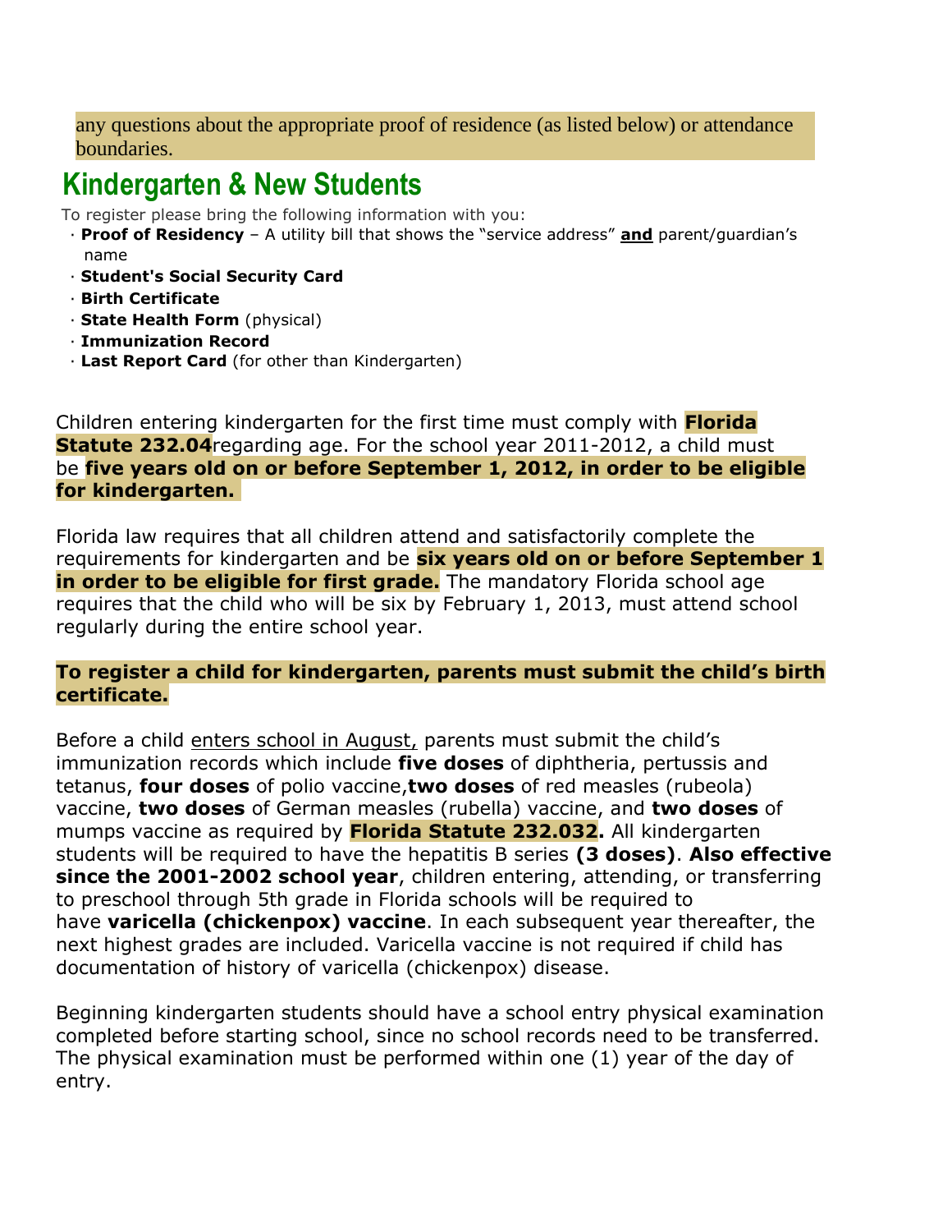any questions about the appropriate proof of residence (as listed below) or attendance boundaries.

## Kindergarten & New Students

To register please bring the following information with you:

- **Proof of Residency** – A utility bill that shows the "service address" **and** parent/guardian's name
- **Student's Social Security Card**
- **Birth Certificate**
- **State Health Form** (physical)
- **Immunization Record**
- **Last Report Card** (for other than Kindergarten)

Children entering kindergarten for the first time must comply with **Florida Statute 232.04**regarding age. For the school year 2011-2012, a child must be **five years old on or before September 1, 2012, in order to be eligible for kindergarten.**

Florida law requires that all children attend and satisfactorily complete the requirements for kindergarten and be **six years old on or before September 1 in order to be eligible for first grade.** The mandatory Florida school age requires that the child who will be six by February 1, 2013, must attend school regularly during the entire school year.

**To register a child for kindergarten, parents must submit the child's birth certificate.**

Before a child enters school in August, parents must submit the child's immunization records which include **five doses** of diphtheria, pertussis and tetanus, **four doses** of polio vaccine,**two doses** of red measles (rubeola) vaccine, **two doses** of German measles (rubella) vaccine, and **two doses** of mumps vaccine as required by **Florida Statute 232.032.** All kindergarten students will be required to have the hepatitis B series **(3 doses)**. **Also effective since the 2001-2002 school year**, children entering, attending, or transferring to preschool through 5th grade in Florida schools will be required to have **varicella (chickenpox) vaccine**. In each subsequent year thereafter, the next highest grades are included. Varicella vaccine is not required if child has documentation of history of varicella (chickenpox) disease.

Beginning kindergarten students should have a school entry physical examination completed before starting school, since no school records need to be transferred. The physical examination must be performed within one (1) year of the day of entry.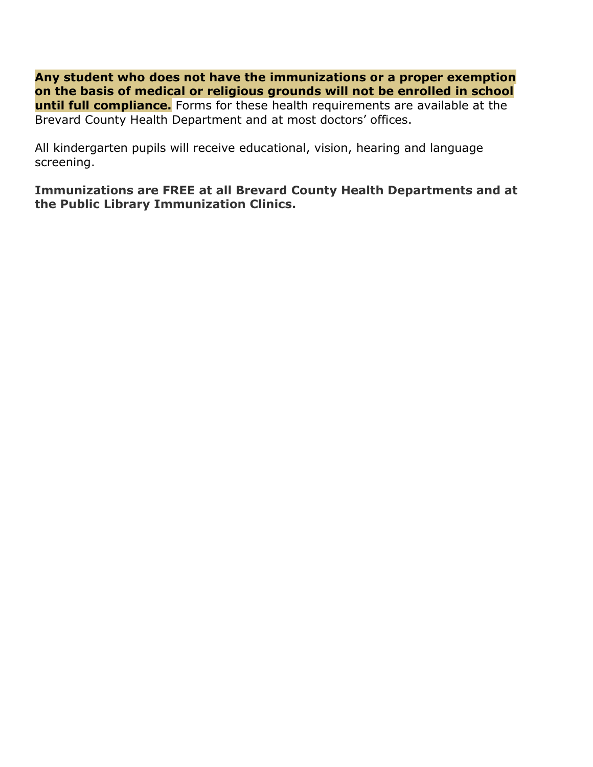**Any student who does not have the immunizations or a proper exemption on the basis of medical or religious grounds will not be enrolled in school until full compliance.** Forms for these health requirements are available at the Brevard County Health Department and at most doctors' offices.

All kindergarten pupils will receive educational, vision, hearing and language screening.

**Immunizations are FREE at all Brevard County Health Departments and at the Public Library Immunization Clinics.**